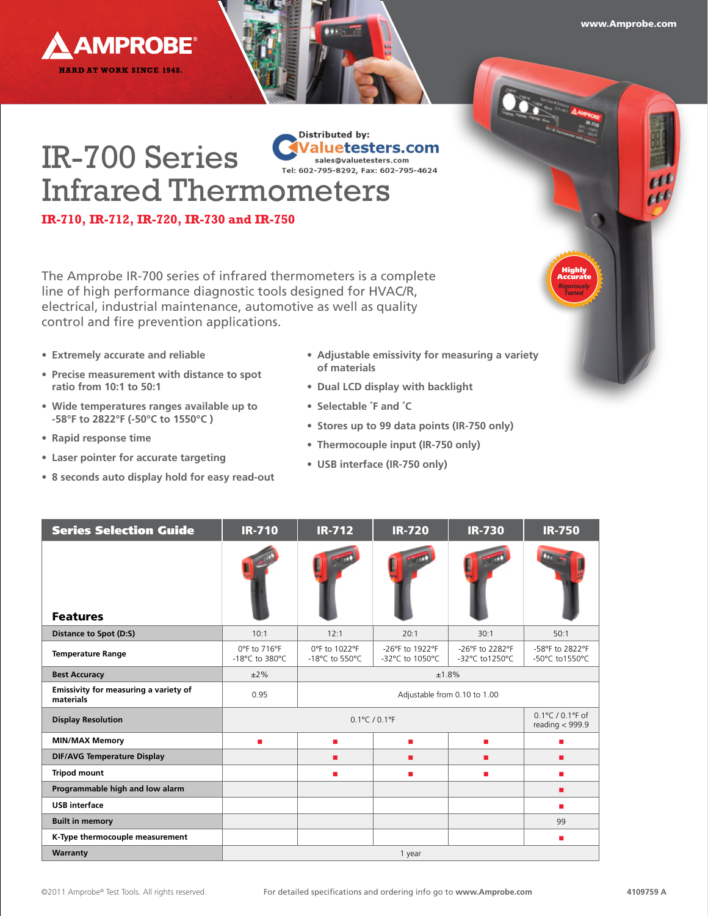AMPROBE®

HARD AT WORK SINCE 1948.

www.Amprobe.com

Distributed by: Valuetesters.com
sales@valuetesters.com
Tel: 602-795-8292, Fax: 602-795-4624

# IR-700 Series Infrared Thermometers

**IR-710, IR-712, IR-720, IR-730 and IR-750**

The Amprobe IR-700 series of infrared thermometers is a complete line of high performance diagnostic tools designed for HVAC/R, electrical, industrial maintenance, automotive as well as quality control and fire prevention applications.

Highly Accurate
*Rigorously Tested*

- **Extremely accurate and reliable**
- **Precise measurement with distance to spot ratio from 10:1 to 50:1**
- **Wide temperatures ranges available up to -58°F to 2822°F (-50°C to 1550°C )**
- **Rapid response time**
- **Laser pointer for accurate targeting**
- **8 seconds auto display hold for easy read-out**
- **Adjustable emissivity for measuring a variety of materials**
- **Dual LCD display with backlight**
- **Selectable ˚F and ˚C**
- **Stores up to 99 data points (IR-750 only)**
- **Thermocouple input (IR-750 only)**
- **USB interface (IR-750 only)**

| Series Selection Guide / Features | IR-710 | IR-712 | IR-720 | IR-730 | IR-750 |
|---|---|---|---|---|---|
| **Distance to Spot (D:S)** | 10:1 | 12:1 | 20:1 | 30:1 | 50:1 |
| **Temperature Range** | 0°F to 716°F<br>-18°C to 380°C | 0°F to 1022°F<br>-18°C to 550°C | -26°F to 1922°F<br>-32°C to 1050°C | -26°F to 2282°F<br>-32°C to1250°C | -58°F to 2822°F<br>-50°C to1550°C |
| **Best Accuracy** | ±2% | ±1.8% | | | |
| **Emissivity for measuring a variety of materials** | 0.95 | Adjustable from 0.10 to 1.00 | | | |
| **Display Resolution** | 0.1°C / 0.1°F | | | | 0.1°C / 0.1°F of reading < 999.9 |
| **MIN/MAX Memory** | ■ | ■ | ■ | ■ | ■ |
| **DIF/AVG Temperature Display** | | ■ | ■ | ■ | ■ |
| **Tripod mount** | | ■ | ■ | ■ | ■ |
| **Programmable high and low alarm** | | | | | ■ |
| **USB interface** | | | | | ■ |
| **Built in memory** | | | | | 99 |
| **K-Type thermocouple measurement** | | | | | ■ |
| **Warranty** | 1 year | | | | |

©2011 Amprobe® Test Tools. All rights reserved.

For detailed specifications and ordering info go to **www.Amprobe.com**

4109759 A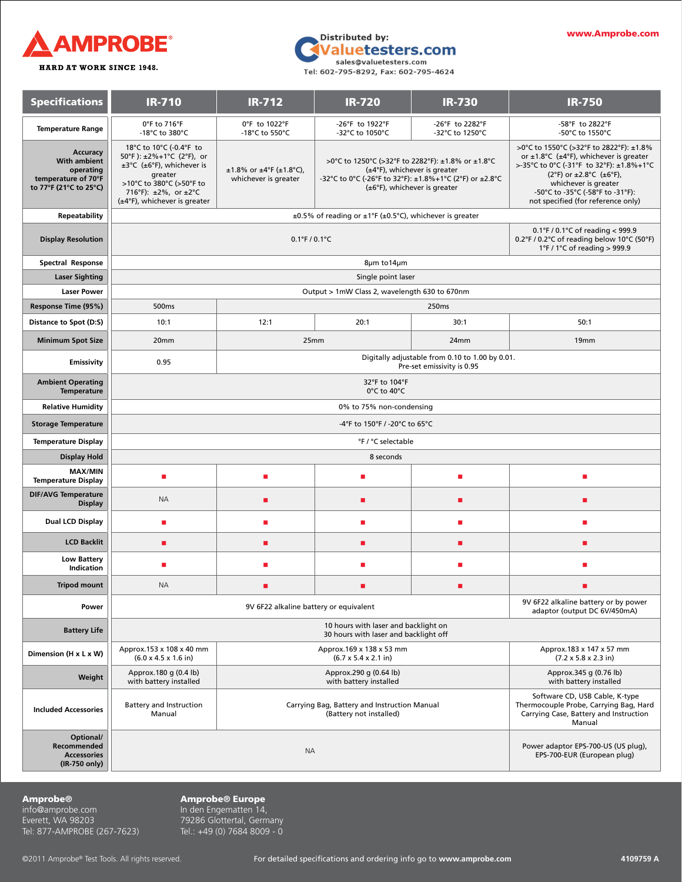AMPROBE®
HARD AT WORK SINCE 1948.

Distributed by:
Valuetesters.com
sales@valuetesters.com
Tel: 602-795-8292, Fax: 602-795-4624

www.Amprobe.com

| Specifications | IR-710 | IR-712 | IR-720 | IR-730 | IR-750 |
|---|---|---|---|---|---|
| Temperature Range | 0°F to 716°F<br>-18°C to 380°C | 0°F to 1022°F<br>-18°C to 550°C | -26°F to 1922°F<br>-32°C to 1050°C | -26°F to 2282°F<br>-32°C to 1250°C | -58°F to 2822°F<br>-50°C to 1550°C |
| Accuracy With ambient operating temperature of 70°F to 77°F (21°C to 25°C) | 18°C to 10°C (-0.4°F to 50°F ): ±2%+1°C (2°F), or ±3°C (±6°F), whichever is greater<br>>10°C to 380°C (>50°F to 716°F): ±2%, or ±2°C (±4°F), whichever is greater | ±1.8% or ±4°F (±1.8°C), whichever is greater | >0°C to 1250°C (>32°F to 2282°F): ±1.8% or ±1.8°C (±4°F), whichever is greater<br>-32°C to 0°C (-26°F to 32°F): ±1.8%+1°C (2°F) or ±2.8°C (±6°F), whichever is greater | | >0°C to 1550°C (>32°F to 2822°F): ±1.8% or ±1.8°C (±4°F), whichever is greater<br>>-35°C to 0°C (-31°F to 32°F): ±1.8%+1°C (2°F) or ±2.8°C (±6°F), whichever is greater<br>-50°C to -35°C (-58°F to -31°F): not specified (for reference only) |
| Repeatability | ±0.5% of reading or ±1°F (±0.5°C), whichever is greater | | | | |
| Display Resolution | 0.1°F / 0.1°C | | | | 0.1°F / 0.1°C of reading < 999.9<br>0.2°F / 0.2°C of reading below 10°C (50°F)<br>1°F / 1°C of reading > 999.9 |
| Spectral Response | 8µm to14µm | | | | |
| Laser Sighting | Single point laser | | | | |
| Laser Power | Output > 1mW Class 2, wavelength 630 to 670nm | | | | |
| Response Time (95%) | 500ms | 250ms | | | |
| Distance to Spot (D:S) | 10:1 | 12:1 | 20:1 | 30:1 | 50:1 |
| Minimum Spot Size | 20mm | 25mm | | 24mm | 19mm |
| Emissivity | 0.95 | Digitally adjustable from 0.10 to 1.00 by 0.01.<br>Pre-set emissivity is 0.95 | | | |
| Ambient Operating Temperature | 32°F to 104°F<br>0°C to 40°C | | | | |
| Relative Humidity | 0% to 75% non-condensing | | | | |
| Storage Temperature | -4°F to 150°F / -20°C to 65°C | | | | |
| Temperature Display | °F / °C selectable | | | | |
| Display Hold | 8 seconds | | | | |
| MAX/MIN Temperature Display | ■ | ■ | ■ | ■ | ■ |
| DIF/AVG Temperature Display | NA | ■ | ■ | ■ | ■ |
| Dual LCD Display | ■ | ■ | ■ | ■ | ■ |
| LCD Backlit | ■ | ■ | ■ | ■ | ■ |
| Low Battery Indication | ■ | ■ | ■ | ■ | ■ |
| Tripod mount | NA | ■ | ■ | ■ | ■ |
| Power | 9V 6F22 alkaline battery or equivalent | | | | 9V 6F22 alkaline battery or by power adaptor (output DC 6V/450mA) |
| Battery Life | 10 hours with laser and backlight on<br>30 hours with laser and backlight off | | | | |
| Dimension (H x L x W) | Approx.153 x 108 x 40 mm<br>(6.0 x 4.5 x 1.6 in) | Approx.169 x 138 x 53 mm<br>(6.7 x 5.4 x 2.1 in) | | | Approx.183 x 147 x 57 mm<br>(7.2 x 5.8 x 2.3 in) |
| Weight | Approx.180 g (0.4 lb)<br>with battery installed | Approx.290 g (0.64 lb)<br>with battery installed | | | Approx.345 g (0.76 lb)<br>with battery installed |
| Included Accessories | Battery and Instruction Manual | Carrying Bag, Battery and Instruction Manual<br>(Battery not installed) | | | Software CD, USB Cable, K-type Thermocouple Probe, Carrying Bag, Hard Carrying Case, Battery and Instruction Manual |
| Optional/ Recommended Accessories (IR-750 only) | NA | | | | Power adaptor EPS-700-US (US plug), EPS-700-EUR (European plug) |

**Amprobe®**
info@amprobe.com
Everett, WA 98203
Tel: 877-AMPROBE (267-7623)

**Amprobe® Europe**
In den Engematten 14,
79286 Glottertal, Germany
Tel.: +49 (0) 7684 8009 - 0

©2011 Amprobe® Test Tools. All rights reserved.

For detailed specifications and ordering info go to **www.amprobe.com**

4109759 A